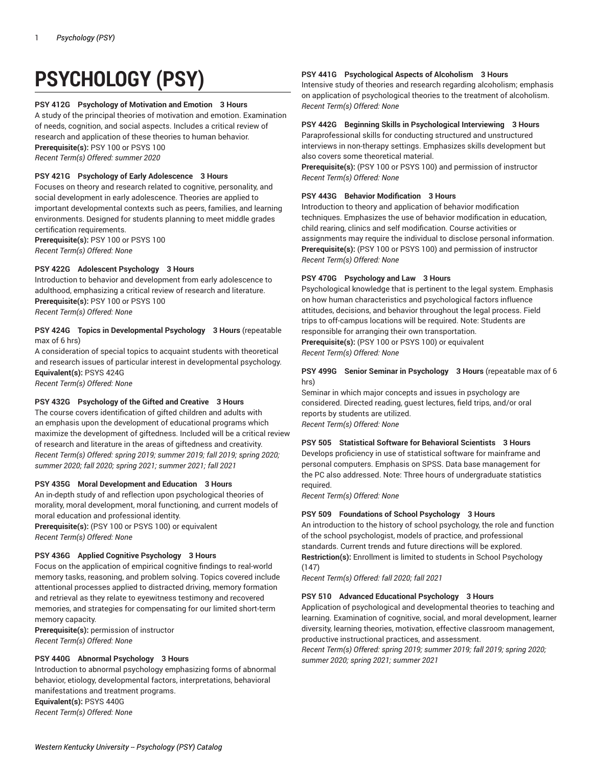# PSYCHOLOGY (PSY)

**PSY 412G Psychology of Motivation and Emotion 3 Hours**
A study of the principal theories of motivation and emotion. Examination of needs, cognition, and social aspects. Includes a critical review of research and application of these theories to human behavior.
**Prerequisite(s):** PSY 100 or PSYS 100
*Recent Term(s) Offered: summer 2020*

**PSY 421G Psychology of Early Adolescence 3 Hours**
Focuses on theory and research related to cognitive, personality, and social development in early adolescence. Theories are applied to important developmental contexts such as peers, families, and learning environments. Designed for students planning to meet middle grades certification requirements.
**Prerequisite(s):** PSY 100 or PSYS 100
*Recent Term(s) Offered: None*

**PSY 422G Adolescent Psychology 3 Hours**
Introduction to behavior and development from early adolescence to adulthood, emphasizing a critical review of research and literature.
**Prerequisite(s):** PSY 100 or PSYS 100
*Recent Term(s) Offered: None*

**PSY 424G Topics in Developmental Psychology 3 Hours** (repeatable max of 6 hrs)
A consideration of special topics to acquaint students with theoretical and research issues of particular interest in developmental psychology.
**Equivalent(s):** PSYS 424G
*Recent Term(s) Offered: None*

**PSY 432G Psychology of the Gifted and Creative 3 Hours**
The course covers identification of gifted children and adults with an emphasis upon the development of educational programs which maximize the development of giftedness. Included will be a critical review of research and literature in the areas of giftedness and creativity.
*Recent Term(s) Offered: spring 2019; summer 2019; fall 2019; spring 2020; summer 2020; fall 2020; spring 2021; summer 2021; fall 2021*

**PSY 435G Moral Development and Education 3 Hours**
An in-depth study of and reflection upon psychological theories of morality, moral development, moral functioning, and current models of moral education and professional identity.
**Prerequisite(s):** (PSY 100 or PSYS 100) or equivalent
*Recent Term(s) Offered: None*

**PSY 436G Applied Cognitive Psychology 3 Hours**
Focus on the application of empirical cognitive findings to real-world memory tasks, reasoning, and problem solving. Topics covered include attentional processes applied to distracted driving, memory formation and retrieval as they relate to eyewitness testimony and recovered memories, and strategies for compensating for our limited short-term memory capacity.
**Prerequisite(s):** permission of instructor
*Recent Term(s) Offered: None*

**PSY 440G Abnormal Psychology 3 Hours**
Introduction to abnormal psychology emphasizing forms of abnormal behavior, etiology, developmental factors, interpretations, behavioral manifestations and treatment programs.
**Equivalent(s):** PSYS 440G
*Recent Term(s) Offered: None*

**PSY 441G Psychological Aspects of Alcoholism 3 Hours**
Intensive study of theories and research regarding alcoholism; emphasis on application of psychological theories to the treatment of alcoholism.
*Recent Term(s) Offered: None*

**PSY 442G Beginning Skills in Psychological Interviewing 3 Hours**
Paraprofessional skills for conducting structured and unstructured interviews in non-therapy settings. Emphasizes skills development but also covers some theoretical material.
**Prerequisite(s):** (PSY 100 or PSYS 100) and permission of instructor
*Recent Term(s) Offered: None*

**PSY 443G Behavior Modification 3 Hours**
Introduction to theory and application of behavior modification techniques. Emphasizes the use of behavior modification in education, child rearing, clinics and self modification. Course activities or assignments may require the individual to disclose personal information.
**Prerequisite(s):** (PSY 100 or PSYS 100) and permission of instructor
*Recent Term(s) Offered: None*

**PSY 470G Psychology and Law 3 Hours**
Psychological knowledge that is pertinent to the legal system. Emphasis on how human characteristics and psychological factors influence attitudes, decisions, and behavior throughout the legal process. Field trips to off-campus locations will be required. Note: Students are responsible for arranging their own transportation.
**Prerequisite(s):** (PSY 100 or PSYS 100) or equivalent
*Recent Term(s) Offered: None*

**PSY 499G Senior Seminar in Psychology 3 Hours** (repeatable max of 6 hrs)
Seminar in which major concepts and issues in psychology are considered. Directed reading, guest lectures, field trips, and/or oral reports by students are utilized.
*Recent Term(s) Offered: None*

**PSY 505 Statistical Software for Behavioral Scientists 3 Hours**
Develops proficiency in use of statistical software for mainframe and personal computers. Emphasis on SPSS. Data base management for the PC also addressed. Note: Three hours of undergraduate statistics required.
*Recent Term(s) Offered: None*

**PSY 509 Foundations of School Psychology 3 Hours**
An introduction to the history of school psychology, the role and function of the school psychologist, models of practice, and professional standards. Current trends and future directions will be explored.
**Restriction(s):** Enrollment is limited to students in School Psychology (147)
*Recent Term(s) Offered: fall 2020; fall 2021*

**PSY 510 Advanced Educational Psychology 3 Hours**
Application of psychological and developmental theories to teaching and learning. Examination of cognitive, social, and moral development, learner diversity, learning theories, motivation, effective classroom management, productive instructional practices, and assessment.
*Recent Term(s) Offered: spring 2019; summer 2019; fall 2019; spring 2020; summer 2020; spring 2021; summer 2021*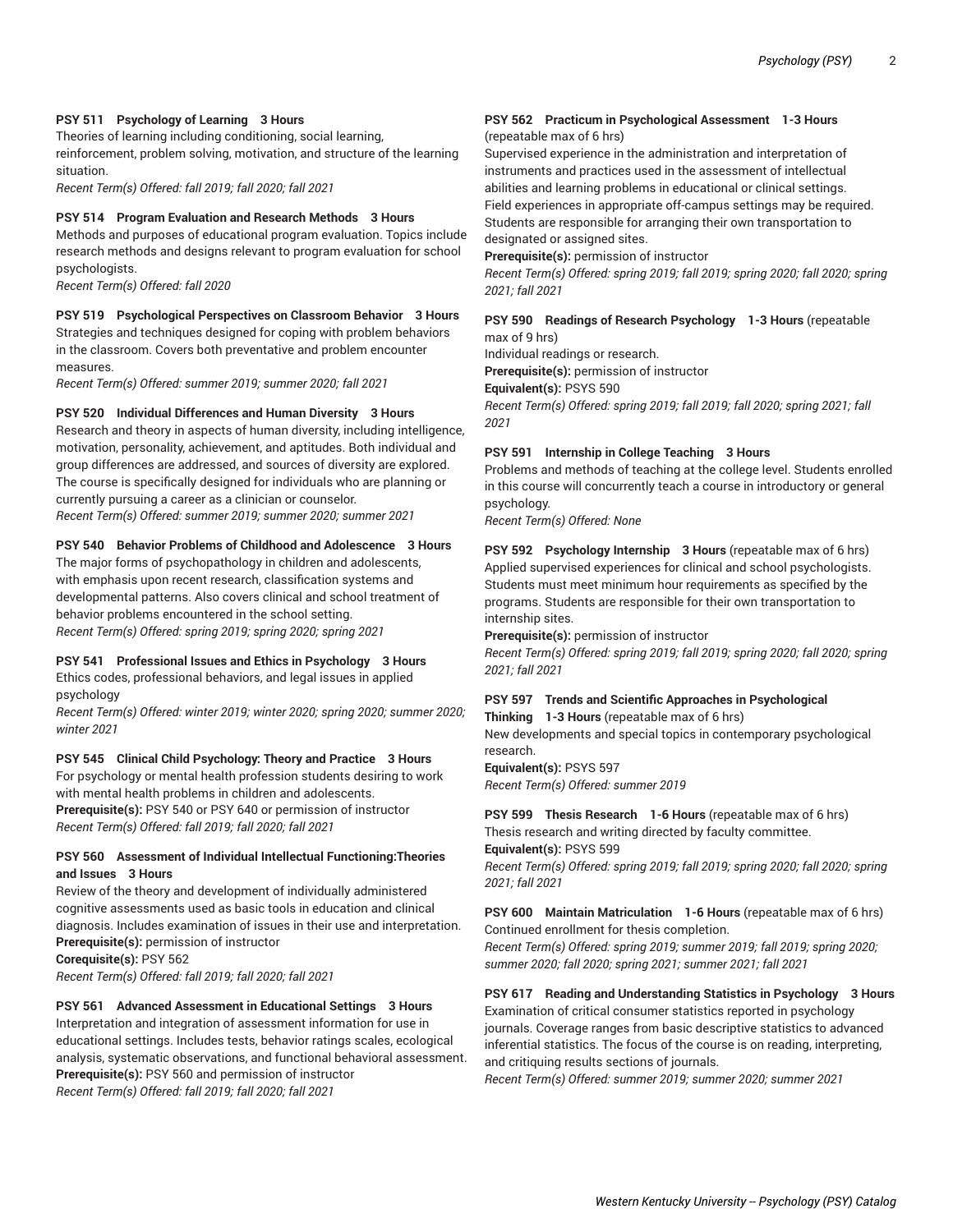**PSY 511 Psychology of Learning 3 Hours**

Theories of learning including conditioning, social learning, reinforcement, problem solving, motivation, and structure of the learning situation.

*Recent Term(s) Offered: fall 2019; fall 2020; fall 2021*

**PSY 514 Program Evaluation and Research Methods 3 Hours**

Methods and purposes of educational program evaluation. Topics include research methods and designs relevant to program evaluation for school psychologists.

*Recent Term(s) Offered: fall 2020*

**PSY 519 Psychological Perspectives on Classroom Behavior 3 Hours**

Strategies and techniques designed for coping with problem behaviors in the classroom. Covers both preventative and problem encounter measures.

*Recent Term(s) Offered: summer 2019; summer 2020; fall 2021*

**PSY 520 Individual Differences and Human Diversity 3 Hours**

Research and theory in aspects of human diversity, including intelligence, motivation, personality, achievement, and aptitudes. Both individual and group differences are addressed, and sources of diversity are explored. The course is specifically designed for individuals who are planning or currently pursuing a career as a clinician or counselor.

*Recent Term(s) Offered: summer 2019; summer 2020; summer 2021*

**PSY 540 Behavior Problems of Childhood and Adolescence 3 Hours**

The major forms of psychopathology in children and adolescents, with emphasis upon recent research, classification systems and developmental patterns. Also covers clinical and school treatment of behavior problems encountered in the school setting.

*Recent Term(s) Offered: spring 2019; spring 2020; spring 2021*

**PSY 541 Professional Issues and Ethics in Psychology 3 Hours**

Ethics codes, professional behaviors, and legal issues in applied psychology

*Recent Term(s) Offered: winter 2019; winter 2020; spring 2020; summer 2020; winter 2021*

**PSY 545 Clinical Child Psychology: Theory and Practice 3 Hours**

For psychology or mental health profession students desiring to work with mental health problems in children and adolescents.

**Prerequisite(s):** PSY 540 or PSY 640 or permission of instructor

*Recent Term(s) Offered: fall 2019; fall 2020; fall 2021*

**PSY 560 Assessment of Individual Intellectual Functioning:Theories and Issues 3 Hours**

Review of the theory and development of individually administered cognitive assessments used as basic tools in education and clinical diagnosis. Includes examination of issues in their use and interpretation.

**Prerequisite(s):** permission of instructor

**Corequisite(s):** PSY 562

*Recent Term(s) Offered: fall 2019; fall 2020; fall 2021*

**PSY 561 Advanced Assessment in Educational Settings 3 Hours**

Interpretation and integration of assessment information for use in educational settings. Includes tests, behavior ratings scales, ecological analysis, systematic observations, and functional behavioral assessment.

**Prerequisite(s):** PSY 560 and permission of instructor

*Recent Term(s) Offered: fall 2019; fall 2020; fall 2021*

**PSY 562 Practicum in Psychological Assessment 1-3 Hours** (repeatable max of 6 hrs)

Supervised experience in the administration and interpretation of instruments and practices used in the assessment of intellectual abilities and learning problems in educational or clinical settings. Field experiences in appropriate off-campus settings may be required. Students are responsible for arranging their own transportation to designated or assigned sites.

**Prerequisite(s):** permission of instructor

*Recent Term(s) Offered: spring 2019; fall 2019; spring 2020; fall 2020; spring 2021; fall 2021*

**PSY 590 Readings of Research Psychology 1-3 Hours** (repeatable max of 9 hrs)

Individual readings or research.

**Prerequisite(s):** permission of instructor

**Equivalent(s):** PSYS 590

*Recent Term(s) Offered: spring 2019; fall 2019; fall 2020; spring 2021; fall 2021*

**PSY 591 Internship in College Teaching 3 Hours**

Problems and methods of teaching at the college level. Students enrolled in this course will concurrently teach a course in introductory or general psychology.

*Recent Term(s) Offered: None*

**PSY 592 Psychology Internship 3 Hours** (repeatable max of 6 hrs)

Applied supervised experiences for clinical and school psychologists. Students must meet minimum hour requirements as specified by the programs. Students are responsible for their own transportation to internship sites.

**Prerequisite(s):** permission of instructor

*Recent Term(s) Offered: spring 2019; fall 2019; spring 2020; fall 2020; spring 2021; fall 2021*

**PSY 597 Trends and Scientific Approaches in Psychological Thinking 1-3 Hours** (repeatable max of 6 hrs)

New developments and special topics in contemporary psychological research.

**Equivalent(s):** PSYS 597

*Recent Term(s) Offered: summer 2019*

**PSY 599 Thesis Research 1-6 Hours** (repeatable max of 6 hrs)

Thesis research and writing directed by faculty committee.

**Equivalent(s):** PSYS 599

*Recent Term(s) Offered: spring 2019; fall 2019; spring 2020; fall 2020; spring 2021; fall 2021*

**PSY 600 Maintain Matriculation 1-6 Hours** (repeatable max of 6 hrs)

Continued enrollment for thesis completion.

*Recent Term(s) Offered: spring 2019; summer 2019; fall 2019; spring 2020; summer 2020; fall 2020; spring 2021; summer 2021; fall 2021*

**PSY 617 Reading and Understanding Statistics in Psychology 3 Hours**

Examination of critical consumer statistics reported in psychology journals. Coverage ranges from basic descriptive statistics to advanced inferential statistics. The focus of the course is on reading, interpreting, and critiquing results sections of journals.

*Recent Term(s) Offered: summer 2019; summer 2020; summer 2021*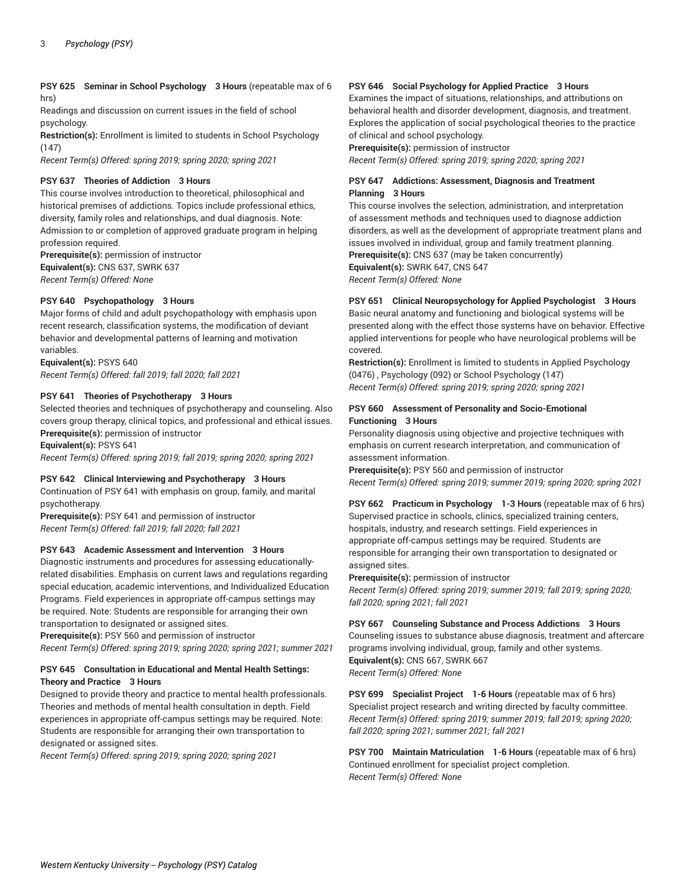**PSY 625 Seminar in School Psychology 3 Hours** (repeatable max of 6 hrs)
Readings and discussion on current issues in the field of school psychology.
**Restriction(s):** Enrollment is limited to students in School Psychology (147)
*Recent Term(s) Offered: spring 2019; spring 2020; spring 2021*

**PSY 637 Theories of Addiction 3 Hours**
This course involves introduction to theoretical, philosophical and historical premises of addictions. Topics include professional ethics, diversity, family roles and relationships, and dual diagnosis. Note: Admission to or completion of approved graduate program in helping profession required.
**Prerequisite(s):** permission of instructor
**Equivalent(s):** CNS 637, SWRK 637
*Recent Term(s) Offered: None*

**PSY 640 Psychopathology 3 Hours**
Major forms of child and adult psychopathology with emphasis upon recent research, classification systems, the modification of deviant behavior and developmental patterns of learning and motivation variables.
**Equivalent(s):** PSYS 640
*Recent Term(s) Offered: fall 2019; fall 2020; fall 2021*

**PSY 641 Theories of Psychotherapy 3 Hours**
Selected theories and techniques of psychotherapy and counseling. Also covers group therapy, clinical topics, and professional and ethical issues.
**Prerequisite(s):** permission of instructor
**Equivalent(s):** PSYS 641
*Recent Term(s) Offered: spring 2019; fall 2019; spring 2020; spring 2021*

**PSY 642 Clinical Interviewing and Psychotherapy 3 Hours**
Continuation of PSY 641 with emphasis on group, family, and marital psychotherapy.
**Prerequisite(s):** PSY 641 and permission of instructor
*Recent Term(s) Offered: fall 2019; fall 2020; fall 2021*

**PSY 643 Academic Assessment and Intervention 3 Hours**
Diagnostic instruments and procedures for assessing educationally-related disabilities. Emphasis on current laws and regulations regarding special education, academic interventions, and Individualized Education Programs. Field experiences in appropriate off-campus settings may be required. Note: Students are responsible for arranging their own transportation to designated or assigned sites.
**Prerequisite(s):** PSY 560 and permission of instructor
*Recent Term(s) Offered: spring 2019; spring 2020; spring 2021; summer 2021*

**PSY 645 Consultation in Educational and Mental Health Settings: Theory and Practice 3 Hours**
Designed to provide theory and practice to mental health professionals. Theories and methods of mental health consultation in depth. Field experiences in appropriate off-campus settings may be required. Note: Students are responsible for arranging their own transportation to designated or assigned sites.
*Recent Term(s) Offered: spring 2019; spring 2020; spring 2021*

**PSY 646 Social Psychology for Applied Practice 3 Hours**
Examines the impact of situations, relationships, and attributions on behavioral health and disorder development, diagnosis, and treatment. Explores the application of social psychological theories to the practice of clinical and school psychology.
**Prerequisite(s):** permission of instructor
*Recent Term(s) Offered: spring 2019; spring 2020; spring 2021*

**PSY 647 Addictions: Assessment, Diagnosis and Treatment Planning 3 Hours**
This course involves the selection, administration, and interpretation of assessment methods and techniques used to diagnose addiction disorders, as well as the development of appropriate treatment plans and issues involved in individual, group and family treatment planning.
**Prerequisite(s):** CNS 637 (may be taken concurrently)
**Equivalent(s):** SWRK 647, CNS 647
*Recent Term(s) Offered: None*

**PSY 651 Clinical Neuropsychology for Applied Psychologist 3 Hours**
Basic neural anatomy and functioning and biological systems will be presented along with the effect those systems have on behavior. Effective applied interventions for people who have neurological problems will be covered.
**Restriction(s):** Enrollment is limited to students in Applied Psychology (0476) , Psychology (092) or School Psychology (147)
*Recent Term(s) Offered: spring 2019; spring 2020; spring 2021*

**PSY 660 Assessment of Personality and Socio-Emotional Functioning 3 Hours**
Personality diagnosis using objective and projective techniques with emphasis on current research interpretation, and communication of assessment information.
**Prerequisite(s):** PSY 560 and permission of instructor
*Recent Term(s) Offered: spring 2019; summer 2019; spring 2020; spring 2021*

**PSY 662 Practicum in Psychology 1-3 Hours** (repeatable max of 6 hrs)
Supervised practice in schools, clinics, specialized training centers, hospitals, industry, and research settings. Field experiences in appropriate off-campus settings may be required. Students are responsible for arranging their own transportation to designated or assigned sites.
**Prerequisite(s):** permission of instructor
*Recent Term(s) Offered: spring 2019; summer 2019; fall 2019; spring 2020; fall 2020; spring 2021; fall 2021*

**PSY 667 Counseling Substance and Process Addictions 3 Hours**
Counseling issues to substance abuse diagnosis, treatment and aftercare programs involving individual, group, family and other systems.
**Equivalent(s):** CNS 667, SWRK 667
*Recent Term(s) Offered: None*

**PSY 699 Specialist Project 1-6 Hours** (repeatable max of 6 hrs)
Specialist project research and writing directed by faculty committee.
*Recent Term(s) Offered: spring 2019; summer 2019; fall 2019; spring 2020; fall 2020; spring 2021; summer 2021; fall 2021*

**PSY 700 Maintain Matriculation 1-6 Hours** (repeatable max of 6 hrs)
Continued enrollment for specialist project completion.
*Recent Term(s) Offered: None*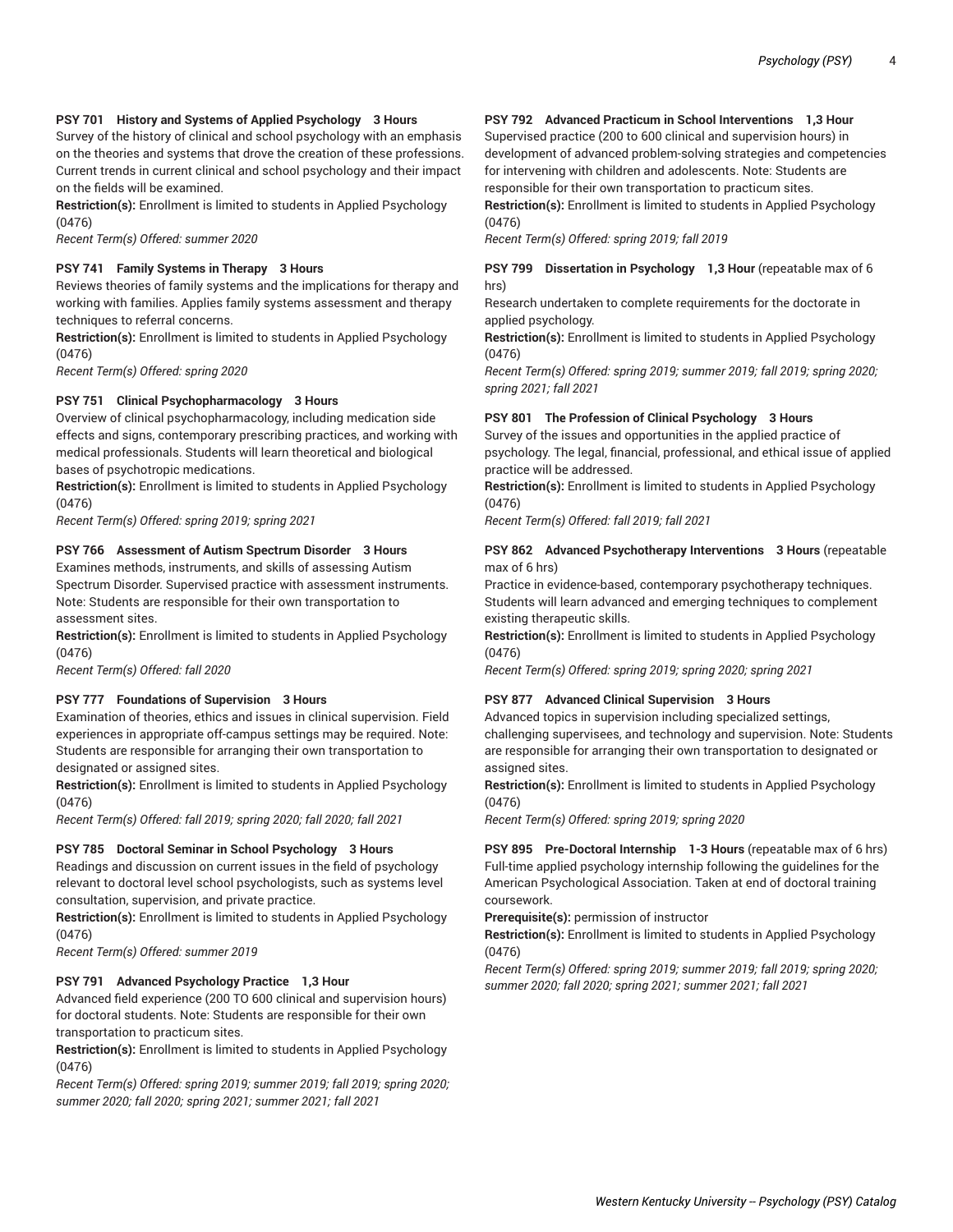**PSY 701 History and Systems of Applied Psychology 3 Hours**
Survey of the history of clinical and school psychology with an emphasis on the theories and systems that drove the creation of these professions. Current trends in current clinical and school psychology and their impact on the fields will be examined.
**Restriction(s):** Enrollment is limited to students in Applied Psychology (0476)
*Recent Term(s) Offered: summer 2020*

**PSY 741 Family Systems in Therapy 3 Hours**
Reviews theories of family systems and the implications for therapy and working with families. Applies family systems assessment and therapy techniques to referral concerns.
**Restriction(s):** Enrollment is limited to students in Applied Psychology (0476)
*Recent Term(s) Offered: spring 2020*

**PSY 751 Clinical Psychopharmacology 3 Hours**
Overview of clinical psychopharmacology, including medication side effects and signs, contemporary prescribing practices, and working with medical professionals. Students will learn theoretical and biological bases of psychotropic medications.
**Restriction(s):** Enrollment is limited to students in Applied Psychology (0476)
*Recent Term(s) Offered: spring 2019; spring 2021*

**PSY 766 Assessment of Autism Spectrum Disorder 3 Hours**
Examines methods, instruments, and skills of assessing Autism Spectrum Disorder. Supervised practice with assessment instruments. Note: Students are responsible for their own transportation to assessment sites.
**Restriction(s):** Enrollment is limited to students in Applied Psychology (0476)
*Recent Term(s) Offered: fall 2020*

**PSY 777 Foundations of Supervision 3 Hours**
Examination of theories, ethics and issues in clinical supervision. Field experiences in appropriate off-campus settings may be required. Note: Students are responsible for arranging their own transportation to designated or assigned sites.
**Restriction(s):** Enrollment is limited to students in Applied Psychology (0476)
*Recent Term(s) Offered: fall 2019; spring 2020; fall 2020; fall 2021*

**PSY 785 Doctoral Seminar in School Psychology 3 Hours**
Readings and discussion on current issues in the field of psychology relevant to doctoral level school psychologists, such as systems level consultation, supervision, and private practice.
**Restriction(s):** Enrollment is limited to students in Applied Psychology (0476)
*Recent Term(s) Offered: summer 2019*

**PSY 791 Advanced Psychology Practice 1,3 Hour**
Advanced field experience (200 TO 600 clinical and supervision hours) for doctoral students. Note: Students are responsible for their own transportation to practicum sites.
**Restriction(s):** Enrollment is limited to students in Applied Psychology (0476)
*Recent Term(s) Offered: spring 2019; summer 2019; fall 2019; spring 2020; summer 2020; fall 2020; spring 2021; summer 2021; fall 2021*

**PSY 792 Advanced Practicum in School Interventions 1,3 Hour**
Supervised practice (200 to 600 clinical and supervision hours) in development of advanced problem-solving strategies and competencies for intervening with children and adolescents. Note: Students are responsible for their own transportation to practicum sites.
**Restriction(s):** Enrollment is limited to students in Applied Psychology (0476)
*Recent Term(s) Offered: spring 2019; fall 2019*

**PSY 799 Dissertation in Psychology 1,3 Hour** (repeatable max of 6 hrs)
Research undertaken to complete requirements for the doctorate in applied psychology.
**Restriction(s):** Enrollment is limited to students in Applied Psychology (0476)
*Recent Term(s) Offered: spring 2019; summer 2019; fall 2019; spring 2020; spring 2021; fall 2021*

**PSY 801 The Profession of Clinical Psychology 3 Hours**
Survey of the issues and opportunities in the applied practice of psychology. The legal, financial, professional, and ethical issue of applied practice will be addressed.
**Restriction(s):** Enrollment is limited to students in Applied Psychology (0476)
*Recent Term(s) Offered: fall 2019; fall 2021*

**PSY 862 Advanced Psychotherapy Interventions 3 Hours** (repeatable max of 6 hrs)
Practice in evidence-based, contemporary psychotherapy techniques. Students will learn advanced and emerging techniques to complement existing therapeutic skills.
**Restriction(s):** Enrollment is limited to students in Applied Psychology (0476)
*Recent Term(s) Offered: spring 2019; spring 2020; spring 2021*

**PSY 877 Advanced Clinical Supervision 3 Hours**
Advanced topics in supervision including specialized settings, challenging supervisees, and technology and supervision. Note: Students are responsible for arranging their own transportation to designated or assigned sites.
**Restriction(s):** Enrollment is limited to students in Applied Psychology (0476)
*Recent Term(s) Offered: spring 2019; spring 2020*

**PSY 895 Pre-Doctoral Internship 1-3 Hours** (repeatable max of 6 hrs)
Full-time applied psychology internship following the guidelines for the American Psychological Association. Taken at end of doctoral training coursework.
**Prerequisite(s):** permission of instructor
**Restriction(s):** Enrollment is limited to students in Applied Psychology (0476)
*Recent Term(s) Offered: spring 2019; summer 2019; fall 2019; spring 2020; summer 2020; fall 2020; spring 2021; summer 2021; fall 2021*